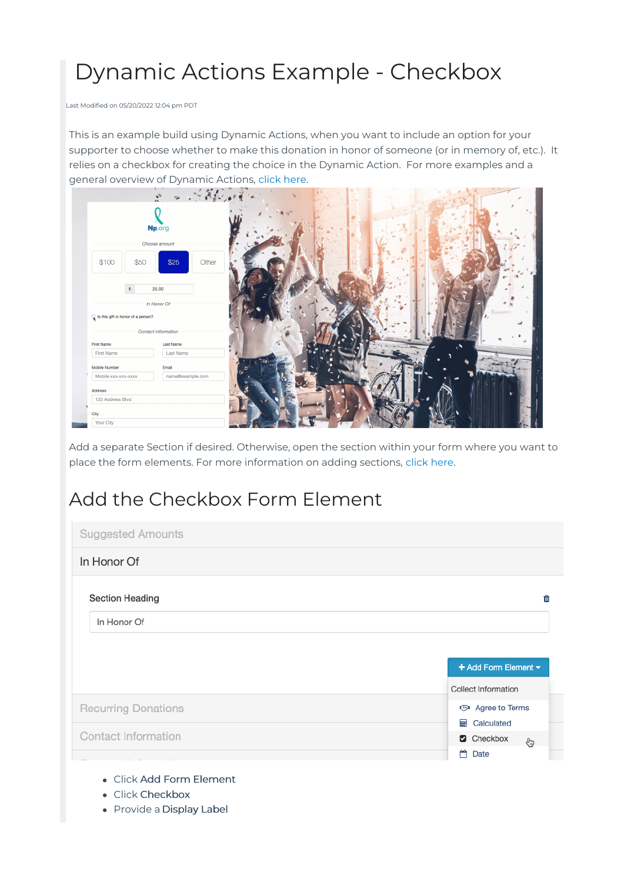# Dynamic Actions Example - Checkbox

Last Modified on 05/20/2022 12:04 pm PDT

This is an example build using Dynamic Actions, when you want to include an option for your supporter to choose whether to make this donation in honor of someone (or in memory of, etc.). It relies on a checkbox for creating the choice in the Dynamic Action. For more examples and a general overview of Dynamic Actions, click here.

Add a separate Section if desired. Otherwise, open the section within your form where you want to place the form elements. For more information on adding sections, click here.

## Add the Checkbox Form Element

- Click **Add Form Element**
- Click **Checkbox**
- Provide a **Display Label**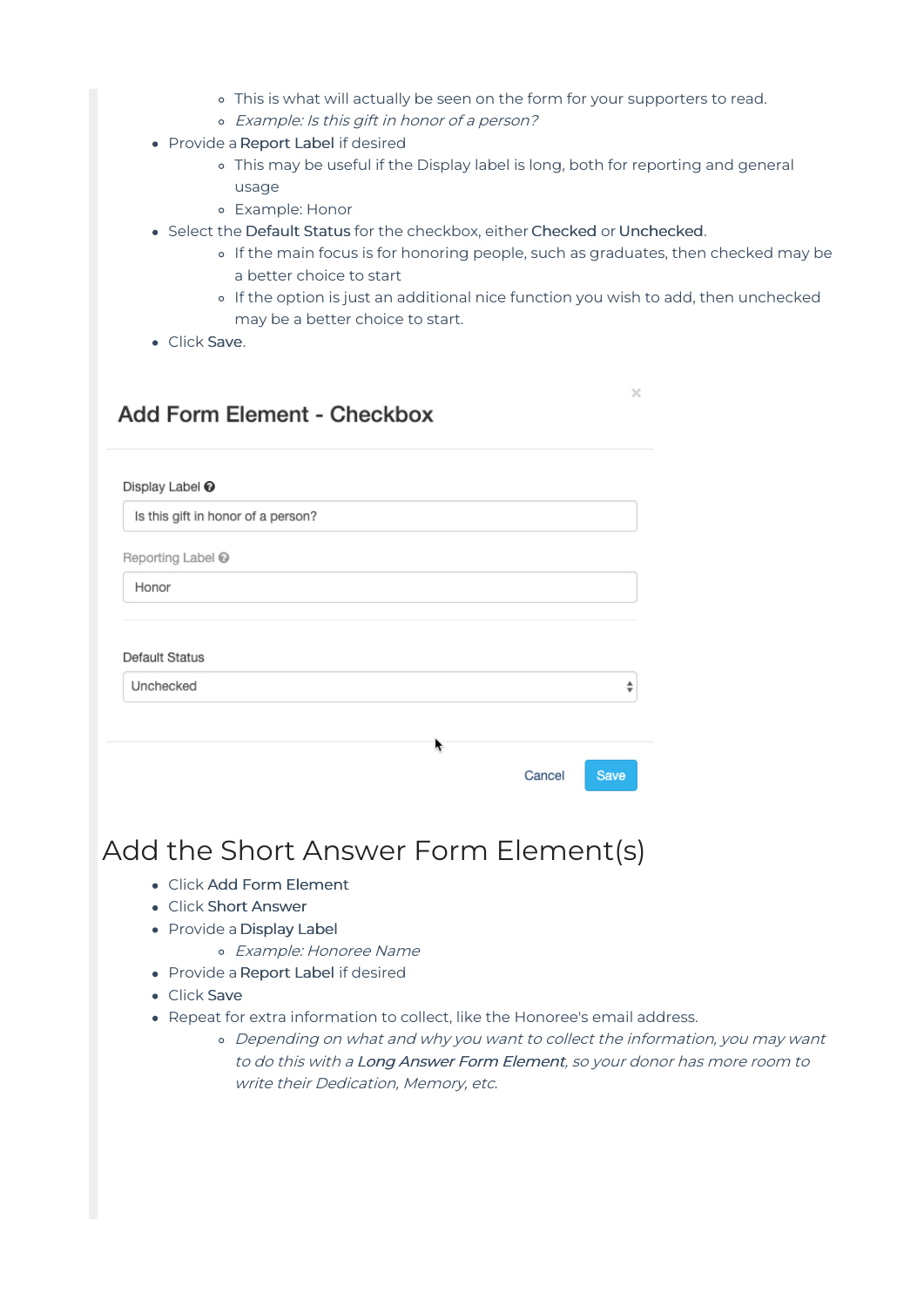- This is what will actually be seen on the form for your supporters to read.
  - *Example: Is this gift in honor of a person?*
- Provide a **Report Label** if desired
  - This may be useful if the Display label is long, both for reporting and general usage
  - Example: Honor
- Select the **Default Status** for the checkbox, either **Checked** or **Unchecked**.
  - If the main focus is for honoring people, such as graduates, then checked may be a better choice to start
  - If the option is just an additional nice function you wish to add, then unchecked may be a better choice to start.
- Click **Save**.

**Add Form Element - Checkbox**

Display Label: Is this gift in honor of a person?

Reporting Label: Honor

Default Status: Unchecked

Cancel | Save

# Add the Short Answer Form Element(s)

- Click **Add Form Element**
- Click **Short Answer**
- Provide a **Display Label**
  - *Example: Honoree Name*
- Provide a **Report Label** if desired
- Click **Save**
- Repeat for extra information to collect, like the Honoree's email address.
  - *Depending on what and why you want to collect the information, you may want to do this with a **Long Answer Form Element**, so your donor has more room to write their Dedication, Memory, etc.*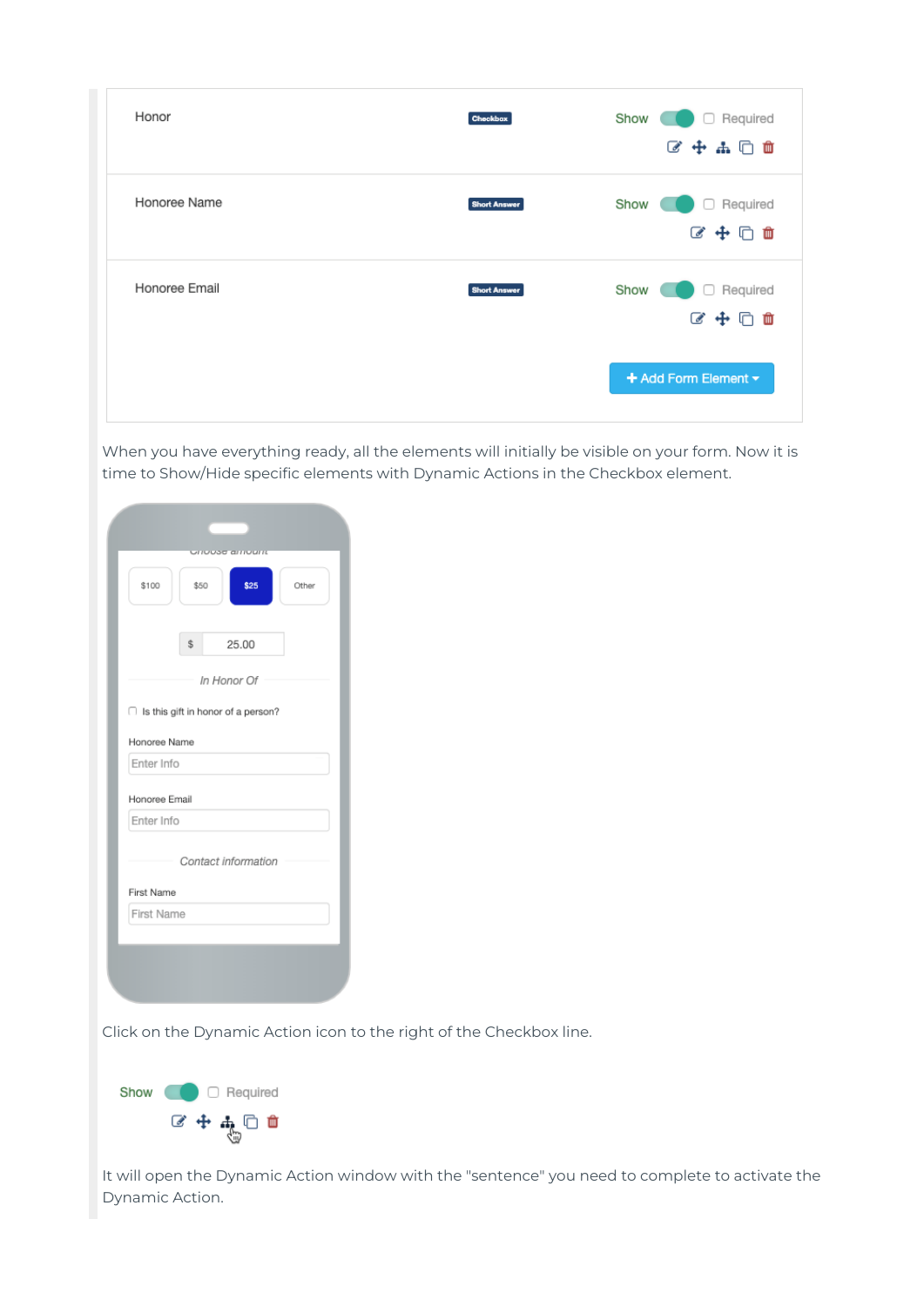When you have everything ready, all the elements will initially be visible on your form. Now it is time to Show/Hide specific elements with Dynamic Actions in the Checkbox element.

Click on the Dynamic Action icon to the right of the Checkbox line.

It will open the Dynamic Action window with the "sentence" you need to complete to activate the Dynamic Action.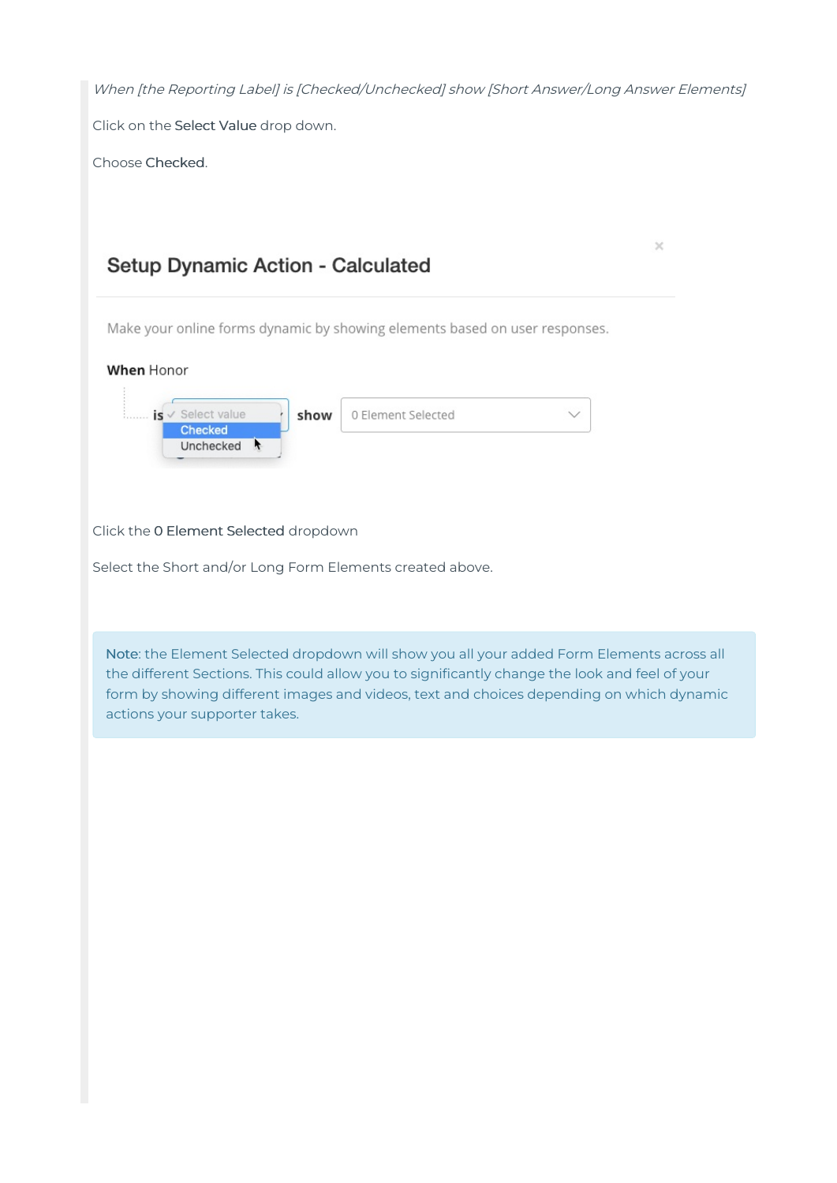*When [the Reporting Label] is [Checked/Unchecked] show [Short Answer/Long Answer Elements]*

Click on the **Select Value** drop down.

Choose **Checked**.

Click the **0 Element Selected** dropdown

Select the Short and/or Long Form Elements created above.

> **Note**: the Element Selected dropdown will show you all your added Form Elements across all the different Sections. This could allow you to significantly change the look and feel of your form by showing different images and videos, text and choices depending on which dynamic actions your supporter takes.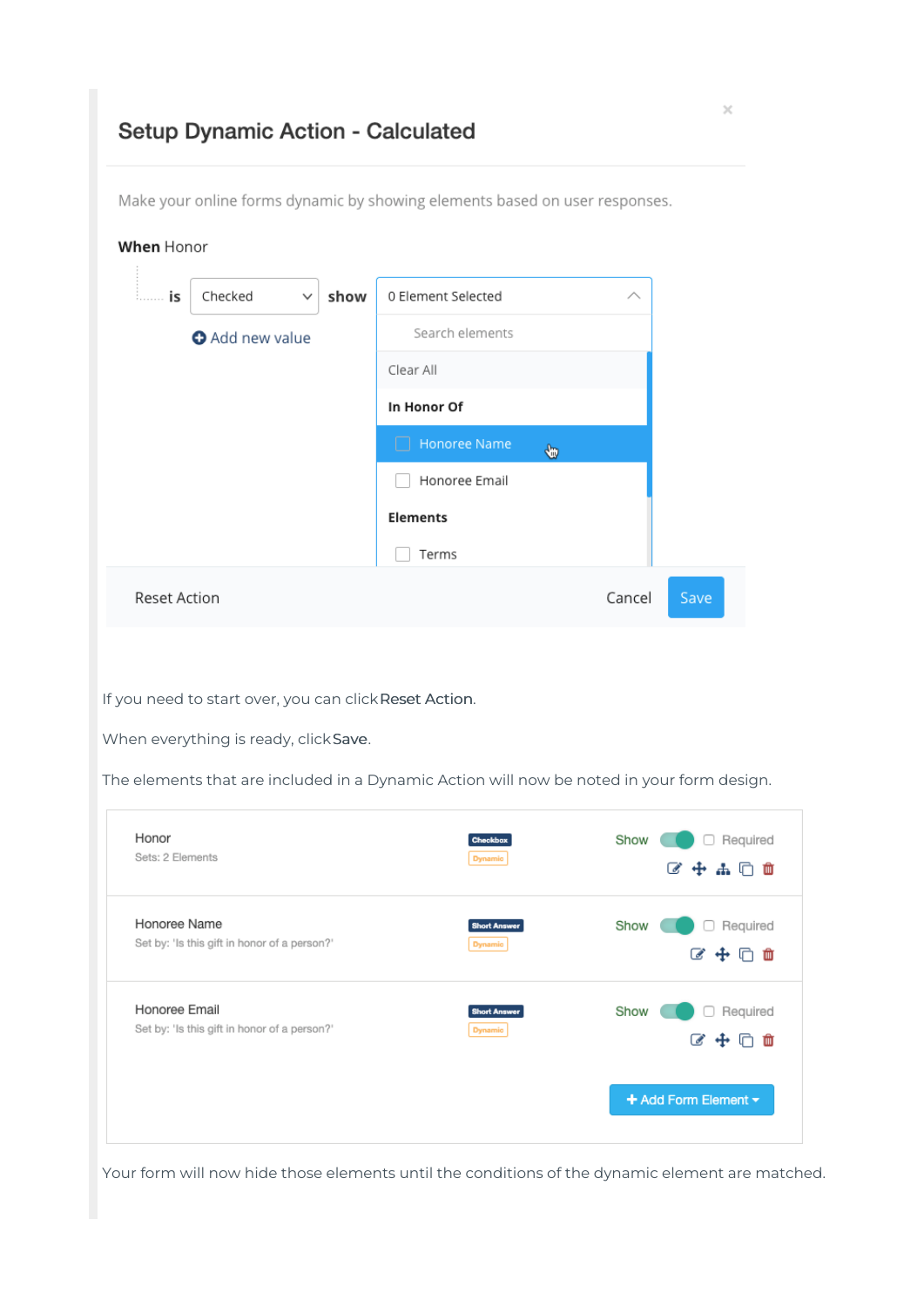## Setup Dynamic Action - Calculated

Make your online forms dynamic by showing elements based on user responses.

**When** Honor

**is** Checked **show** 0 Element Selected

Add new value

Search elements

Clear All

**In Honor Of**

- Honoree Name
- Honoree Email

**Elements**

- Terms

Reset Action | Cancel | Save

If you need to start over, you can click Reset Action.

When everything is ready, click Save.

The elements that are included in a Dynamic Action will now be noted in your form design.

| Element | Type | | |
|---|---|---|---|
| Honor<br>Sets: 2 Elements | Checkbox<br>Dynamic | Show | Required |
| Honoree Name<br>Set by: 'Is this gift in honor of a person?' | Short Answer<br>Dynamic | Show | Required |
| Honoree Email<br>Set by: 'Is this gift in honor of a person?' | Short Answer<br>Dynamic | Show | Required |

+ Add Form Element

Your form will now hide those elements until the conditions of the dynamic element are matched.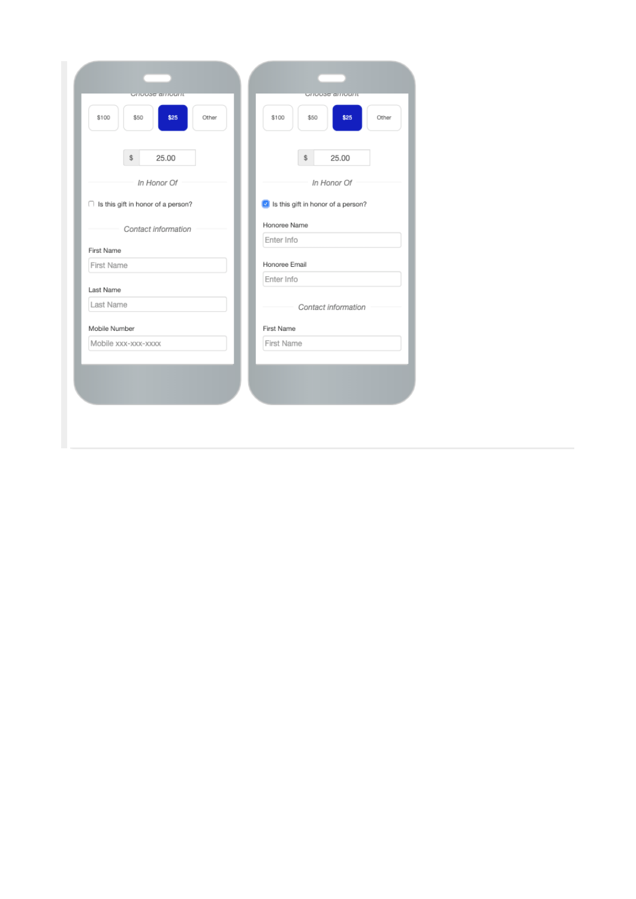Choose amount

$100
$50
$25
Other

$ 25.00

In Honor Of

Is this gift in honor of a person?

Contact information

First Name
First Name

Last Name
Last Name

Mobile Number
Mobile xxx-xxx-xxxx

Choose amount

$100
$50
$25
Other

$ 25.00

In Honor Of

Is this gift in honor of a person?

Honoree Name
Enter Info

Honoree Email
Enter Info

Contact information

First Name
First Name